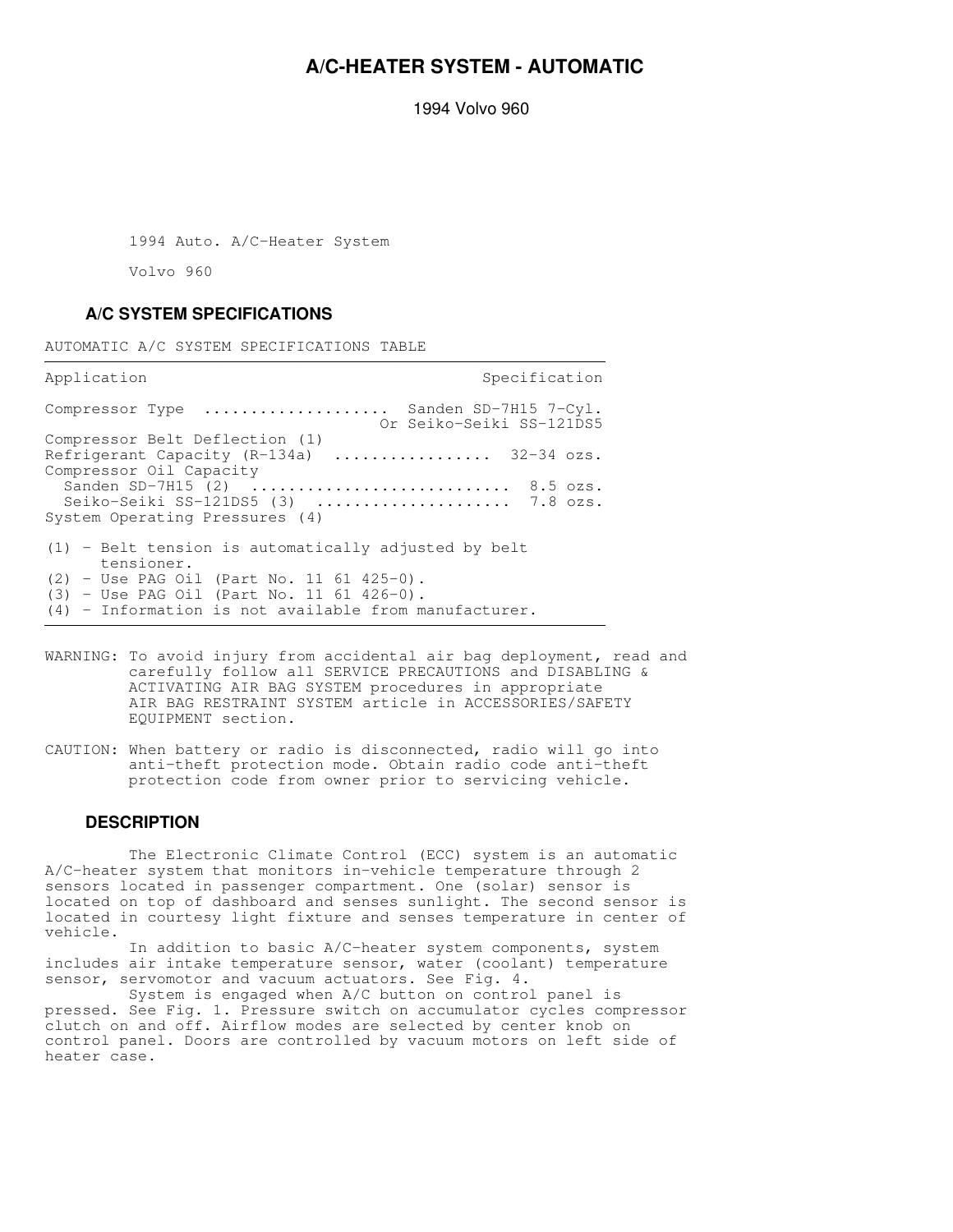# A/C-HEATER SYSTEM - AUTOMATIC

1994 Volvo 960

1994 Auto. A/C-Heater System

Volvo 960

## A/C SYSTEM SPECIFICATIONS

AUTOMATIC A/C SYSTEM SPECIFICATIONS TABLE

| Application | Specification |
| --- | --- |
| Compressor Type | Sanden SD-7H15 7-Cyl. Or Seiko-Seiki SS-121DS5 |
| Compressor Belt Deflection (1) | |
| Refrigerant Capacity (R-134a) | 32-34 ozs. |
| Compressor Oil Capacity | |
| Sanden SD-7H15 (2) | 8.5 ozs. |
| Seiko-Seiki SS-121DS5 (3) | 7.8 ozs. |
| System Operating Pressures (4) | |

(1) - Belt tension is automatically adjusted by belt tensioner.
(2) - Use PAG Oil (Part No. 11 61 425-0).
(3) - Use PAG Oil (Part No. 11 61 426-0).
(4) - Information is not available from manufacturer.

WARNING: To avoid injury from accidental air bag deployment, read and carefully follow all SERVICE PRECAUTIONS and DISABLING & ACTIVATING AIR BAG SYSTEM procedures in appropriate AIR BAG RESTRAINT SYSTEM article in ACCESSORIES/SAFETY EQUIPMENT section.

CAUTION: When battery or radio is disconnected, radio will go into anti-theft protection mode. Obtain radio code anti-theft protection code from owner prior to servicing vehicle.

## DESCRIPTION

The Electronic Climate Control (ECC) system is an automatic A/C-heater system that monitors in-vehicle temperature through 2 sensors located in passenger compartment. One (solar) sensor is located on top of dashboard and senses sunlight. The second sensor is located in courtesy light fixture and senses temperature in center of vehicle.

In addition to basic A/C-heater system components, system includes air intake temperature sensor, water (coolant) temperature sensor, servomotor and vacuum actuators. See Fig. 4.

System is engaged when A/C button on control panel is pressed. See Fig. 1. Pressure switch on accumulator cycles compressor clutch on and off. Airflow modes are selected by center knob on control panel. Doors are controlled by vacuum motors on left side of heater case.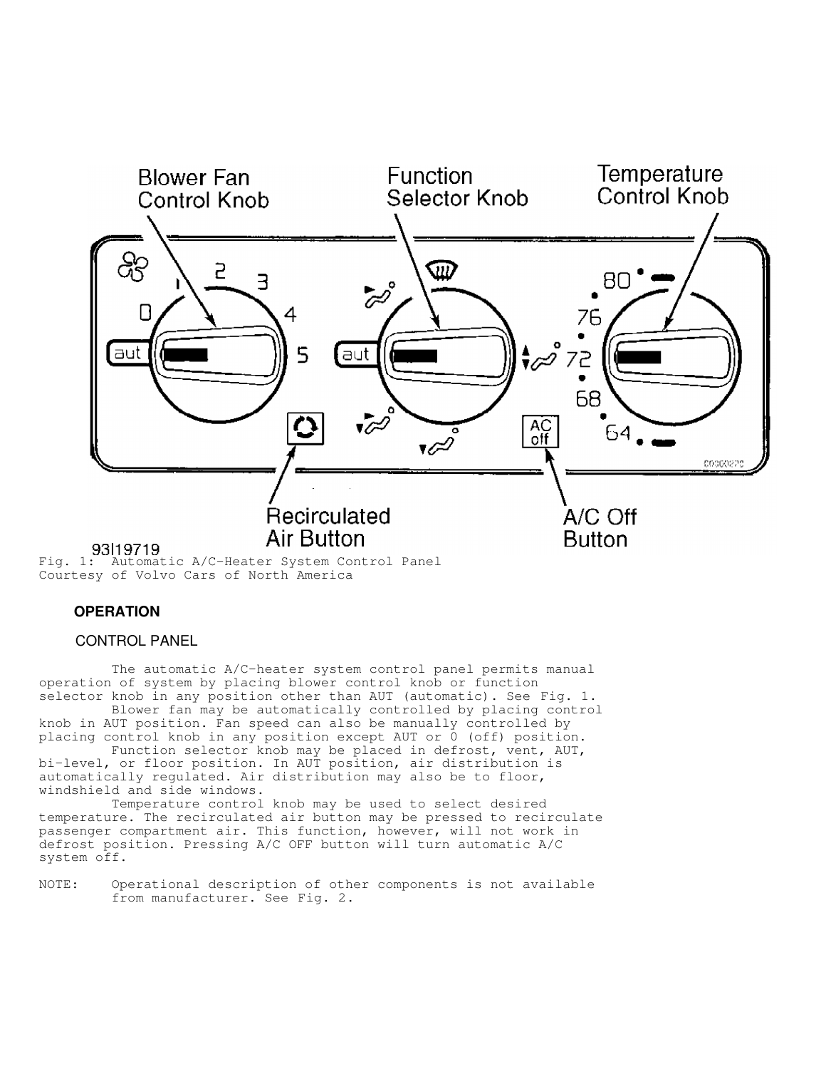Fig. 1: Automatic A/C-Heater System Control Panel
Courtesy of Volvo Cars of North America

## OPERATION

### CONTROL PANEL

The automatic A/C-heater system control panel permits manual operation of system by placing blower control knob or function selector knob in any position other than AUT (automatic). See Fig. 1.

Blower fan may be automatically controlled by placing control knob in AUT position. Fan speed can also be manually controlled by placing control knob in any position except AUT or 0 (off) position.

Function selector knob may be placed in defrost, vent, AUT, bi-level, or floor position. In AUT position, air distribution is automatically regulated. Air distribution may also be to floor, windshield and side windows.

Temperature control knob may be used to select desired temperature. The recirculated air button may be pressed to recirculate passenger compartment air. This function, however, will not work in defrost position. Pressing A/C OFF button will turn automatic A/C system off.

NOTE: Operational description of other components is not available from manufacturer. See Fig. 2.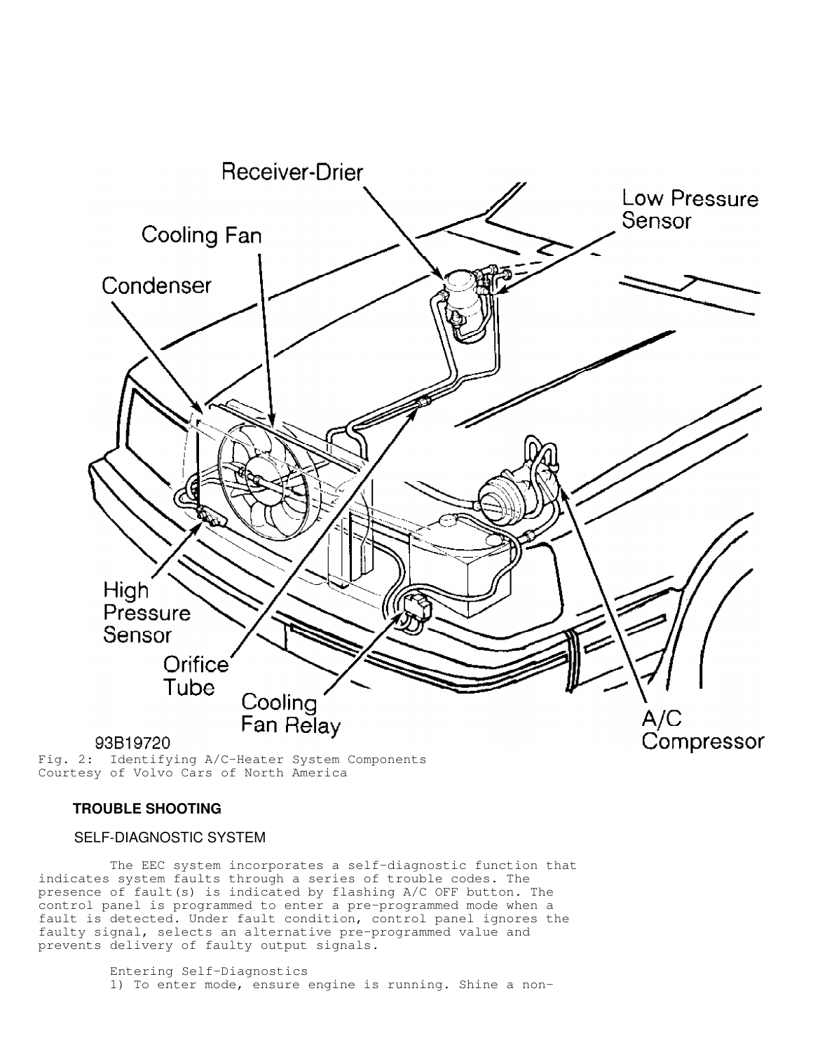Fig. 2: Identifying A/C-Heater System Components
Courtesy of Volvo Cars of North America

## TROUBLE SHOOTING

### SELF-DIAGNOSTIC SYSTEM

The EEC system incorporates a self-diagnostic function that indicates system faults through a series of trouble codes. The presence of fault(s) is indicated by flashing A/C OFF button. The control panel is programmed to enter a pre-programmed mode when a fault is detected. Under fault condition, control panel ignores the faulty signal, selects an alternative pre-programmed value and prevents delivery of faulty output signals.

Entering Self-Diagnostics

1) To enter mode, ensure engine is running. Shine a non-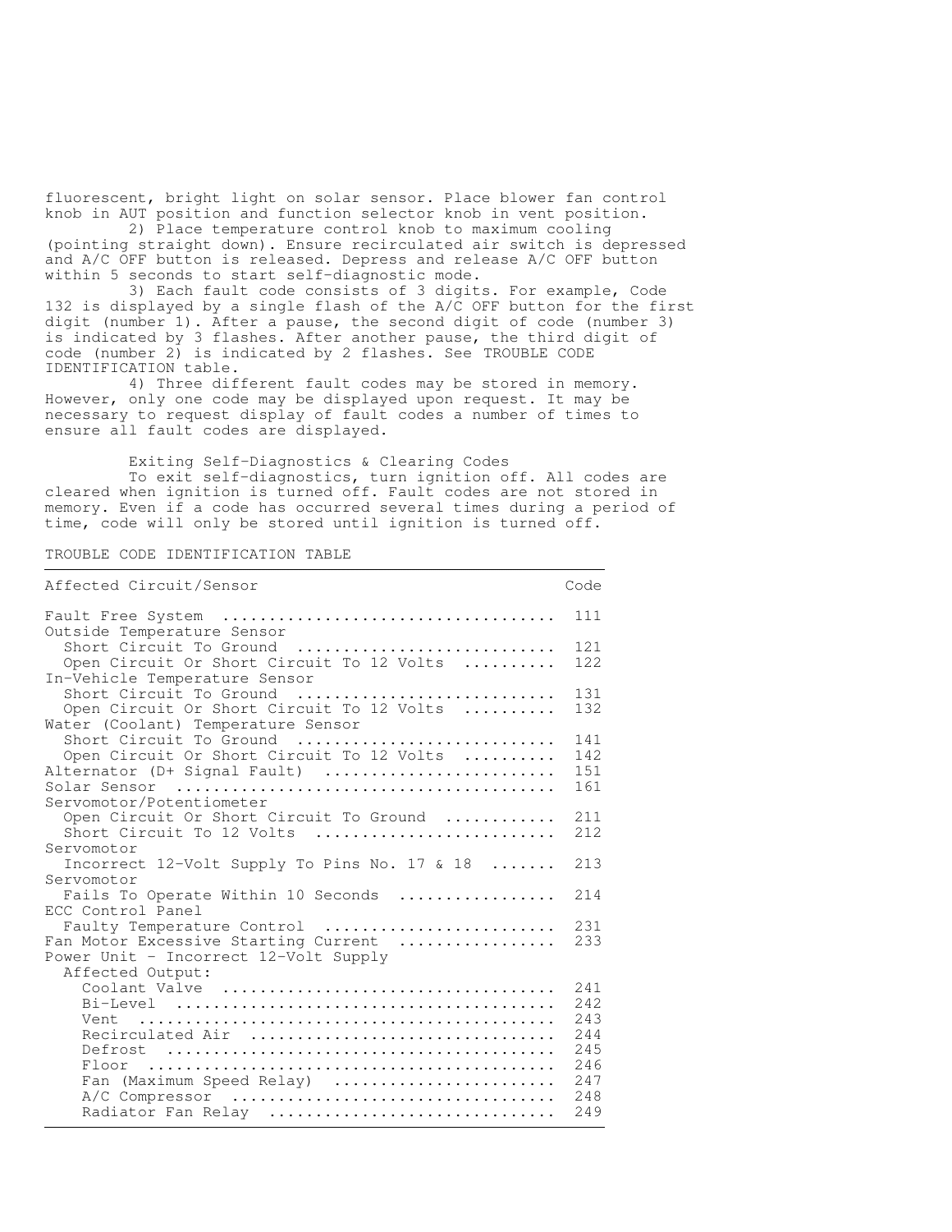fluorescent, bright light on solar sensor. Place blower fan control knob in AUT position and function selector knob in vent position.

2) Place temperature control knob to maximum cooling (pointing straight down). Ensure recirculated air switch is depressed and A/C OFF button is released. Depress and release A/C OFF button within 5 seconds to start self-diagnostic mode.

3) Each fault code consists of 3 digits. For example, Code 132 is displayed by a single flash of the A/C OFF button for the first digit (number 1). After a pause, the second digit of code (number 3) is indicated by 3 flashes. After another pause, the third digit of code (number 2) is indicated by 2 flashes. See TROUBLE CODE IDENTIFICATION table.

4) Three different fault codes may be stored in memory. However, only one code may be displayed upon request. It may be necessary to request display of fault codes a number of times to ensure all fault codes are displayed.

### Exiting Self-Diagnostics & Clearing Codes

To exit self-diagnostics, turn ignition off. All codes are cleared when ignition is turned off. Fault codes are not stored in memory. Even if a code has occurred several times during a period of time, code will only be stored until ignition is turned off.

TROUBLE CODE IDENTIFICATION TABLE

| Affected Circuit/Sensor | Code |
|---|---|
| Fault Free System | 111 |
| Outside Temperature Sensor | |
| Short Circuit To Ground | 121 |
| Open Circuit Or Short Circuit To 12 Volts | 122 |
| In-Vehicle Temperature Sensor | |
| Short Circuit To Ground | 131 |
| Open Circuit Or Short Circuit To 12 Volts | 132 |
| Water (Coolant) Temperature Sensor | |
| Short Circuit To Ground | 141 |
| Open Circuit Or Short Circuit To 12 Volts | 142 |
| Alternator (D+ Signal Fault) | 151 |
| Solar Sensor | 161 |
| Servomotor/Potentiometer | |
| Open Circuit Or Short Circuit To Ground | 211 |
| Short Circuit To 12 Volts | 212 |
| Servomotor | |
| Incorrect 12-Volt Supply To Pins No. 17 & 18 | 213 |
| Servomotor | |
| Fails To Operate Within 10 Seconds | 214 |
| ECC Control Panel | |
| Faulty Temperature Control | 231 |
| Fan Motor Excessive Starting Current | 233 |
| Power Unit - Incorrect 12-Volt Supply | |
| Affected Output: | |
| Coolant Valve | 241 |
| Bi-Level | 242 |
| Vent | 243 |
| Recirculated Air | 244 |
| Defrost | 245 |
| Floor | 246 |
| Fan (Maximum Speed Relay) | 247 |
| A/C Compressor | 248 |
| Radiator Fan Relay | 249 |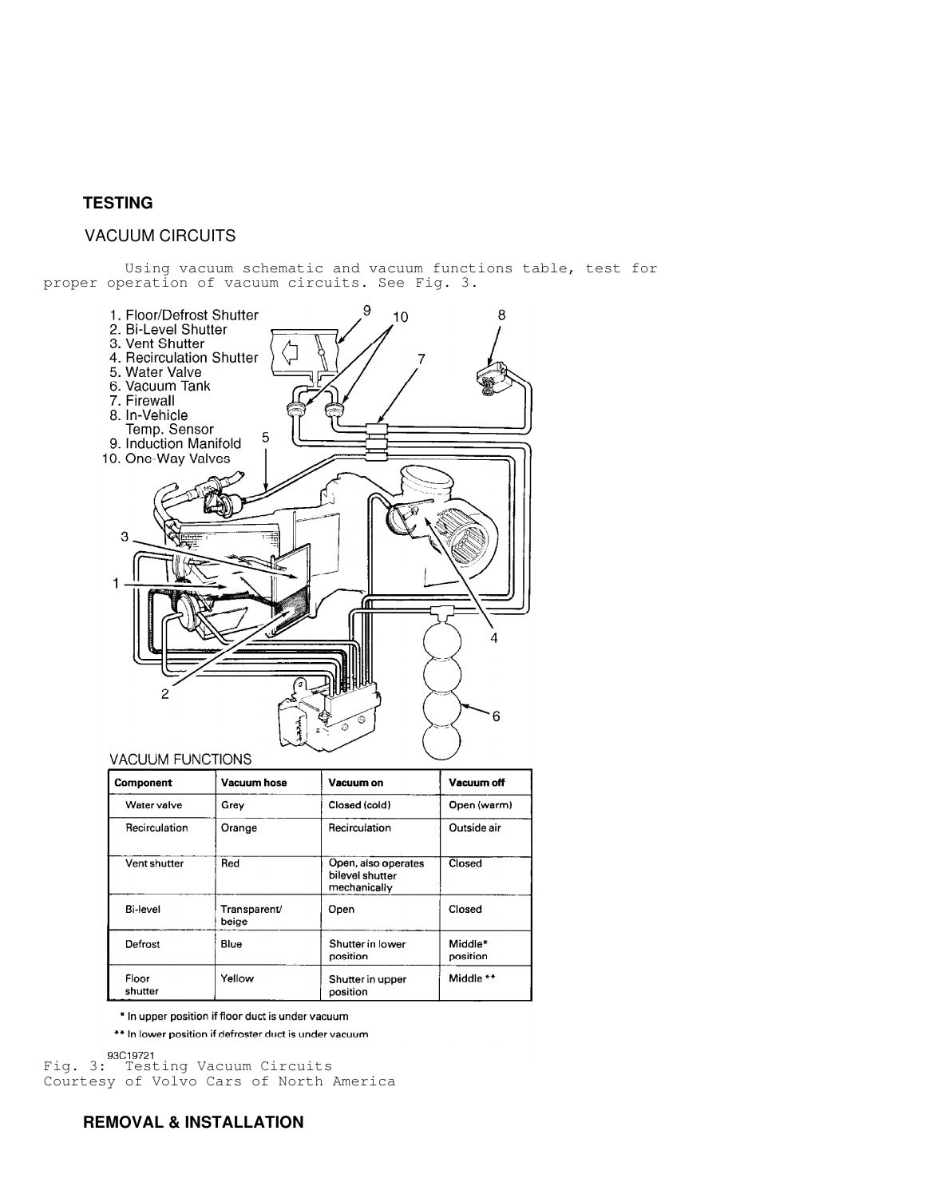## TESTING

### VACUUM CIRCUITS

Using vacuum schematic and vacuum functions table, test for proper operation of vacuum circuits. See Fig. 3.

1. Floor/Defrost Shutter
2. Bi-Level Shutter
3. Vent Shutter
4. Recirculation Shutter
5. Water Valve
6. Vacuum Tank
7. Firewall
8. In-Vehicle Temp. Sensor
9. Induction Manifold
10. One-Way Valves

VACUUM FUNCTIONS

| Component | Vacuum hose | Vacuum on | Vacuum off |
|---|---|---|---|
| Water valve | Grey | Closed (cold) | Open (warm) |
| Recirculation | Orange | Recirculation | Outside air |
| Vent shutter | Red | Open, also operates bilevel shutter mechanically | Closed |
| Bi-level | Transparent/ beige | Open | Closed |
| Defrost | Blue | Shutter in lower position | Middle* position |
| Floor shutter | Yellow | Shutter in upper position | Middle ** |

* In upper position if floor duct is under vacuum

** In lower position if defroster duct is under vacuum

93C19721

Fig. 3: Testing Vacuum Circuits
Courtesy of Volvo Cars of North America

## REMOVAL & INSTALLATION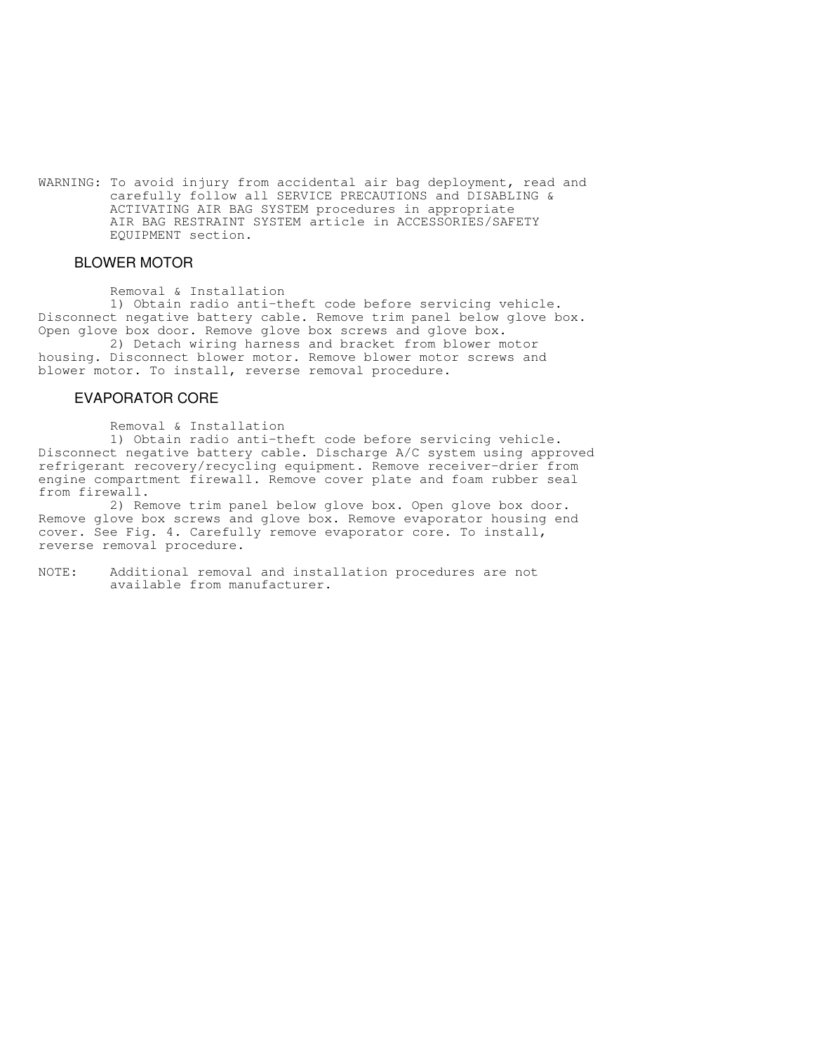WARNING: To avoid injury from accidental air bag deployment, read and carefully follow all SERVICE PRECAUTIONS and DISABLING & ACTIVATING AIR BAG SYSTEM procedures in appropriate AIR BAG RESTRAINT SYSTEM article in ACCESSORIES/SAFETY EQUIPMENT section.

## BLOWER MOTOR

Removal & Installation

1) Obtain radio anti-theft code before servicing vehicle. Disconnect negative battery cable. Remove trim panel below glove box. Open glove box door. Remove glove box screws and glove box.

2) Detach wiring harness and bracket from blower motor housing. Disconnect blower motor. Remove blower motor screws and blower motor. To install, reverse removal procedure.

## EVAPORATOR CORE

Removal & Installation

1) Obtain radio anti-theft code before servicing vehicle. Disconnect negative battery cable. Discharge A/C system using approved refrigerant recovery/recycling equipment. Remove receiver-drier from engine compartment firewall. Remove cover plate and foam rubber seal from firewall.

2) Remove trim panel below glove box. Open glove box door. Remove glove box screws and glove box. Remove evaporator housing end cover. See Fig. 4. Carefully remove evaporator core. To install, reverse removal procedure.

NOTE: Additional removal and installation procedures are not available from manufacturer.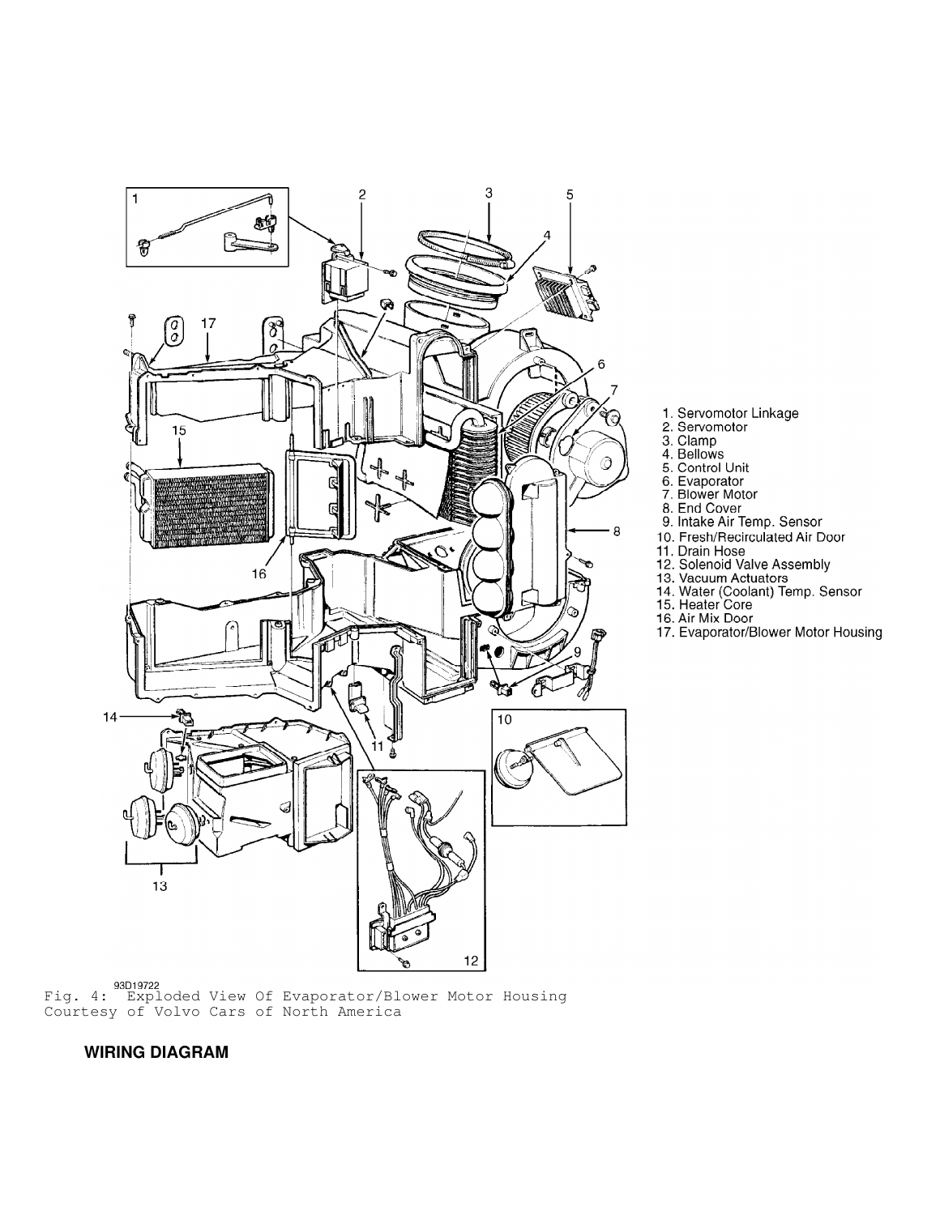1. Servomotor Linkage
2. Servomotor
3. Clamp
4. Bellows
5. Control Unit
6. Evaporator
7. Blower Motor
8. End Cover
9. Intake Air Temp. Sensor
10. Fresh/Recirculated Air Door
11. Drain Hose
12. Solenoid Valve Assembly
13. Vacuum Actuators
14. Water (Coolant) Temp. Sensor
15. Heater Core
16. Air Mix Door
17. Evaporator/Blower Motor Housing

93D19722

Fig. 4: Exploded View Of Evaporator/Blower Motor Housing
Courtesy of Volvo Cars of North America

## WIRING DIAGRAM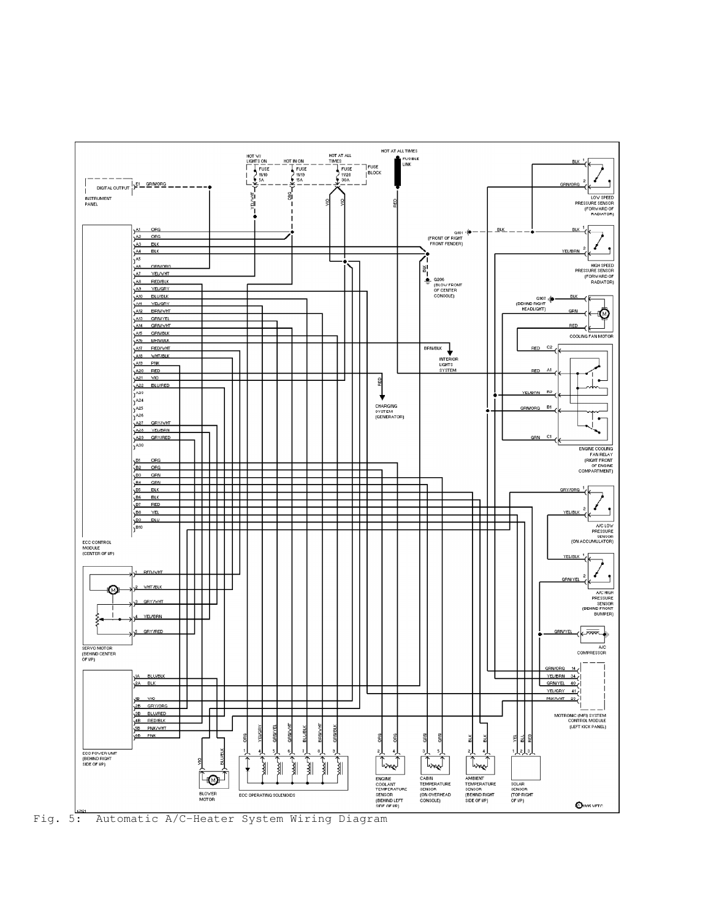Fig. 5: Automatic A/C-Heater System Wiring Diagram